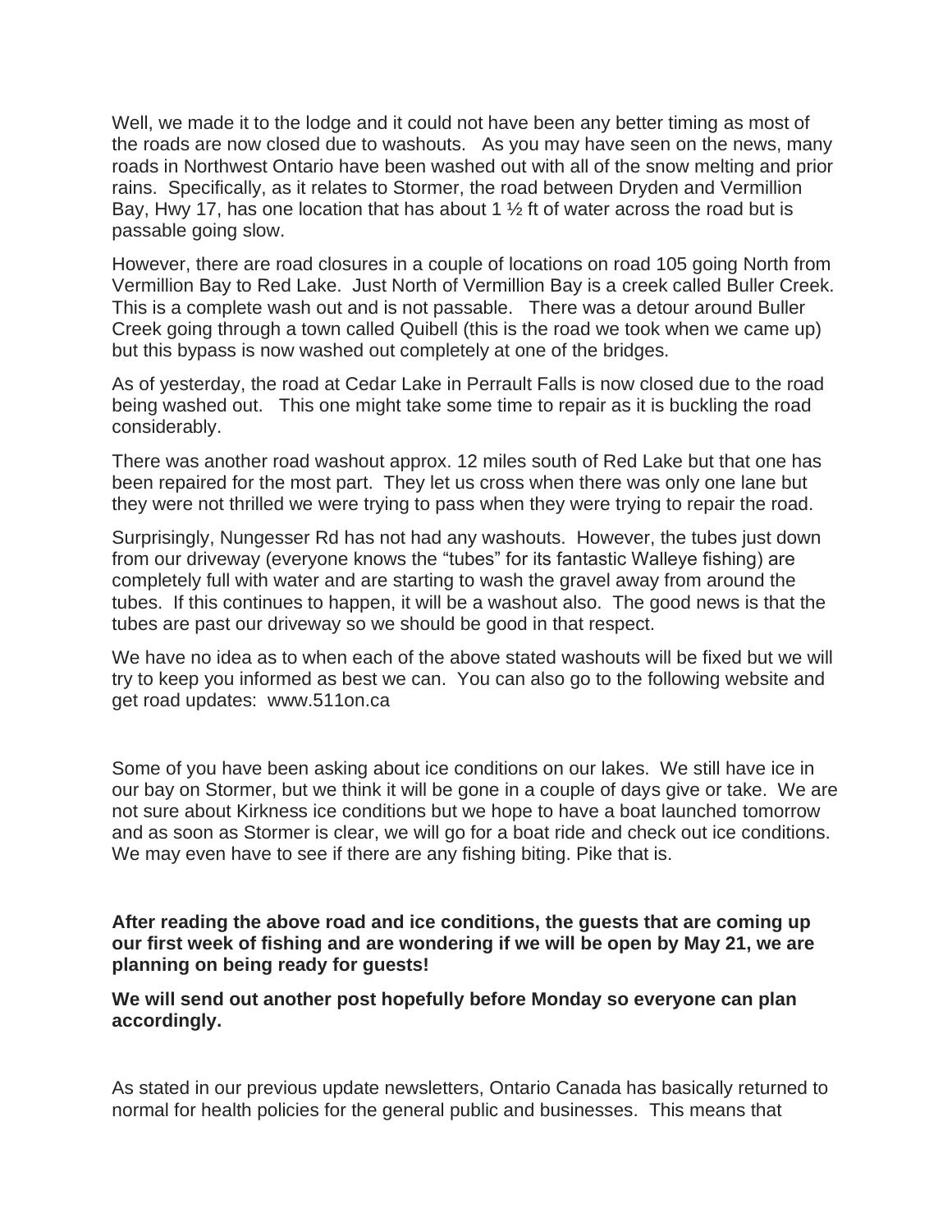Well, we made it to the lodge and it could not have been any better timing as most of the roads are now closed due to washouts. As you may have seen on the news, many roads in Northwest Ontario have been washed out with all of the snow melting and prior rains. Specifically, as it relates to Stormer, the road between Dryden and Vermillion Bay, Hwy 17, has one location that has about 1 ½ ft of water across the road but is passable going slow.

However, there are road closures in a couple of locations on road 105 going North from Vermillion Bay to Red Lake. Just North of Vermillion Bay is a creek called Buller Creek. This is a complete wash out and is not passable. There was a detour around Buller Creek going through a town called Quibell (this is the road we took when we came up) but this bypass is now washed out completely at one of the bridges.

As of yesterday, the road at Cedar Lake in Perrault Falls is now closed due to the road being washed out. This one might take some time to repair as it is buckling the road considerably.

There was another road washout approx. 12 miles south of Red Lake but that one has been repaired for the most part. They let us cross when there was only one lane but they were not thrilled we were trying to pass when they were trying to repair the road.

Surprisingly, Nungesser Rd has not had any washouts. However, the tubes just down from our driveway (everyone knows the "tubes" for its fantastic Walleye fishing) are completely full with water and are starting to wash the gravel away from around the tubes. If this continues to happen, it will be a washout also. The good news is that the tubes are past our driveway so we should be good in that respect.

We have no idea as to when each of the above stated washouts will be fixed but we will try to keep you informed as best we can. You can also go to the following website and get road updates: www.511on.ca

Some of you have been asking about ice conditions on our lakes. We still have ice in our bay on Stormer, but we think it will be gone in a couple of days give or take. We are not sure about Kirkness ice conditions but we hope to have a boat launched tomorrow and as soon as Stormer is clear, we will go for a boat ride and check out ice conditions. We may even have to see if there are any fishing biting. Pike that is.

**After reading the above road and ice conditions, the guests that are coming up our first week of fishing and are wondering if we will be open by May 21, we are planning on being ready for guests!**

**We will send out another post hopefully before Monday so everyone can plan accordingly.**

As stated in our previous update newsletters, Ontario Canada has basically returned to normal for health policies for the general public and businesses. This means that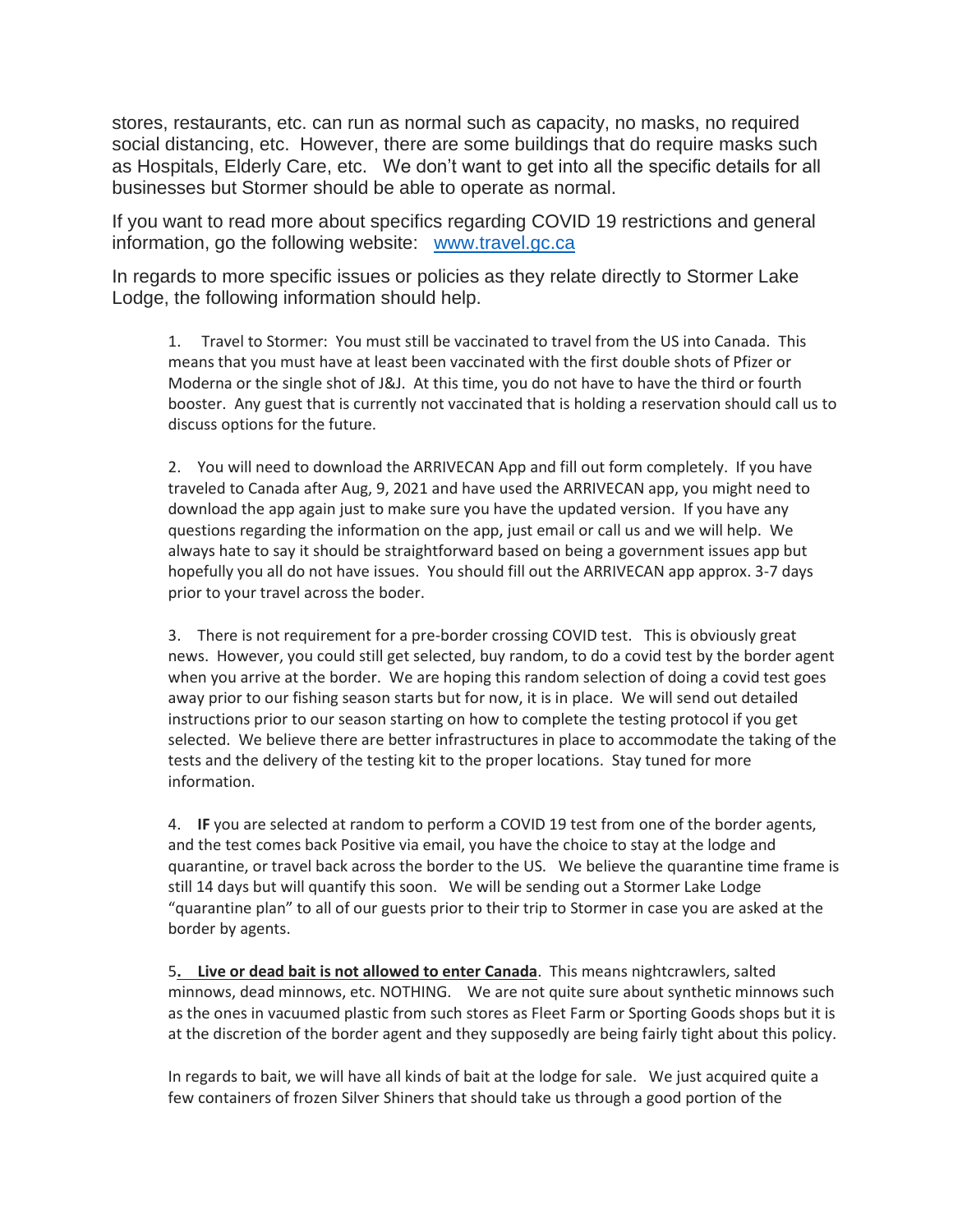stores, restaurants, etc. can run as normal such as capacity, no masks, no required social distancing, etc. However, there are some buildings that do require masks such as Hospitals, Elderly Care, etc. We don't want to get into all the specific details for all businesses but Stormer should be able to operate as normal.

If you want to read more about specifics regarding COVID 19 restrictions and general information, go the following website: [www.travel.gc.ca](www.travel.gc.ca)

In regards to more specific issues or policies as they relate directly to Stormer Lake Lodge, the following information should help.

1. Travel to Stormer: You must still be vaccinated to travel from the US into Canada. This means that you must have at least been vaccinated with the first double shots of Pfizer or Moderna or the single shot of J&J. At this time, you do not have to have the third or fourth booster. Any guest that is currently not vaccinated that is holding a reservation should call us to discuss options for the future.

2. You will need to download the ARRIVECAN App and fill out form completely. If you have traveled to Canada after Aug, 9, 2021 and have used the ARRIVECAN app, you might need to download the app again just to make sure you have the updated version. If you have any questions regarding the information on the app, just email or call us and we will help. We always hate to say it should be straightforward based on being a government issues app but hopefully you all do not have issues. You should fill out the ARRIVECAN app approx. 3-7 days prior to your travel across the boder.

3. There is not requirement for a pre-border crossing COVID test. This is obviously great news. However, you could still get selected, buy random, to do a covid test by the border agent when you arrive at the border. We are hoping this random selection of doing a covid test goes away prior to our fishing season starts but for now, it is in place. We will send out detailed instructions prior to our season starting on how to complete the testing protocol if you get selected. We believe there are better infrastructures in place to accommodate the taking of the tests and the delivery of the testing kit to the proper locations. Stay tuned for more information.

4. **IF** you are selected at random to perform a COVID 19 test from one of the border agents, and the test comes back Positive via email, you have the choice to stay at the lodge and quarantine, or travel back across the border to the US. We believe the quarantine time frame is still 14 days but will quantify this soon. We will be sending out a Stormer Lake Lodge "quarantine plan" to all of our guests prior to their trip to Stormer in case you are asked at the border by agents.

5**. <u>Live or dead bait is not allowed to enter Canada</u>**. This means nightcrawlers, salted minnows, dead minnows, etc. NOTHING. We are not quite sure about synthetic minnows such as the ones in vacuumed plastic from such stores as Fleet Farm or Sporting Goods shops but it is at the discretion of the border agent and they supposedly are being fairly tight about this policy.

In regards to bait, we will have all kinds of bait at the lodge for sale. We just acquired quite a few containers of frozen Silver Shiners that should take us through a good portion of the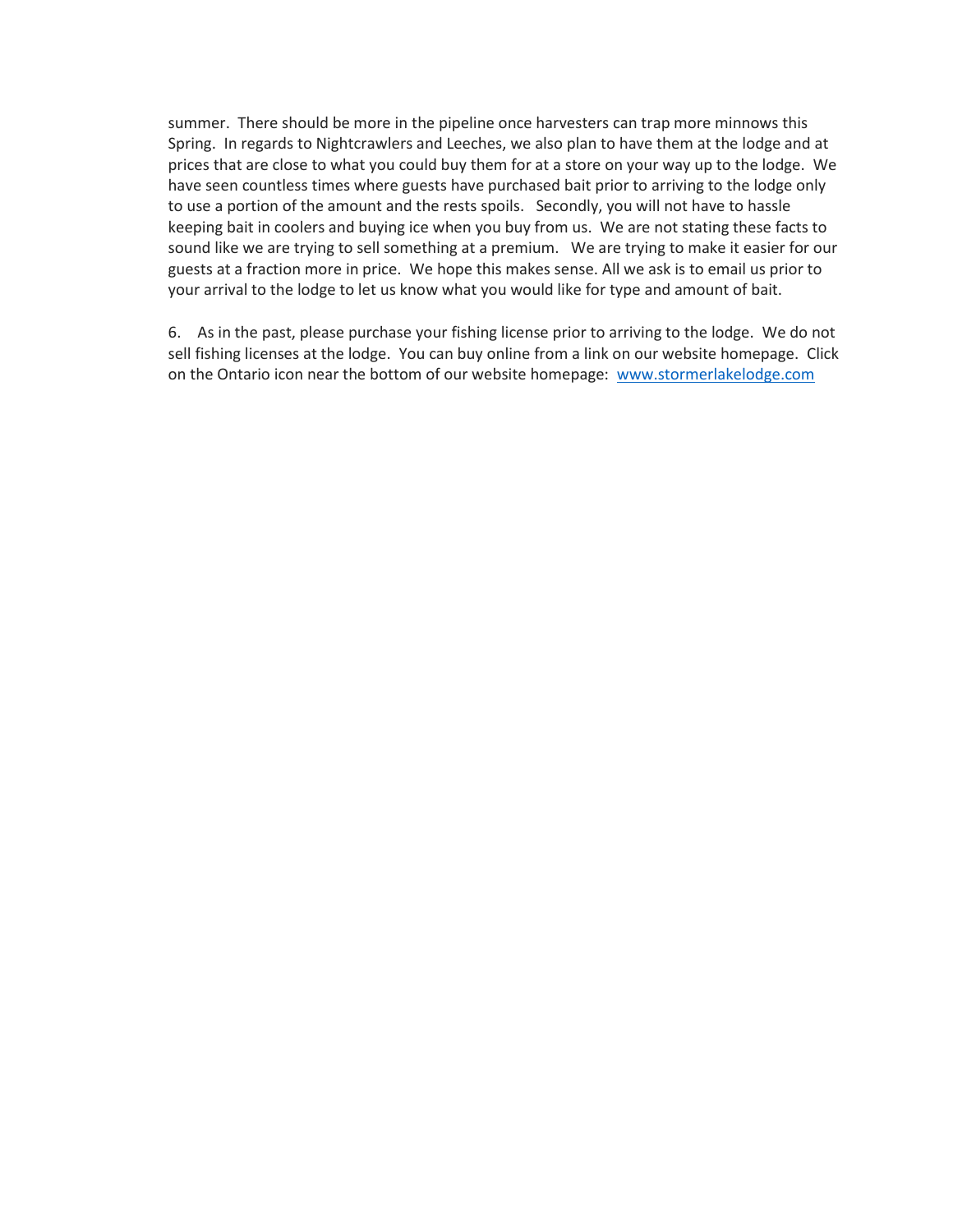summer. There should be more in the pipeline once harvesters can trap more minnows this Spring. In regards to Nightcrawlers and Leeches, we also plan to have them at the lodge and at prices that are close to what you could buy them for at a store on your way up to the lodge. We have seen countless times where guests have purchased bait prior to arriving to the lodge only to use a portion of the amount and the rests spoils. Secondly, you will not have to hassle keeping bait in coolers and buying ice when you buy from us. We are not stating these facts to sound like we are trying to sell something at a premium. We are trying to make it easier for our guests at a fraction more in price. We hope this makes sense. All we ask is to email us prior to your arrival to the lodge to let us know what you would like for type and amount of bait.

6. As in the past, please purchase your fishing license prior to arriving to the lodge. We do not sell fishing licenses at the lodge. You can buy online from a link on our website homepage. Click on the Ontario icon near the bottom of our website homepage: [www.stormerlakelodge.com](http://www.stormerlakelodge.com)